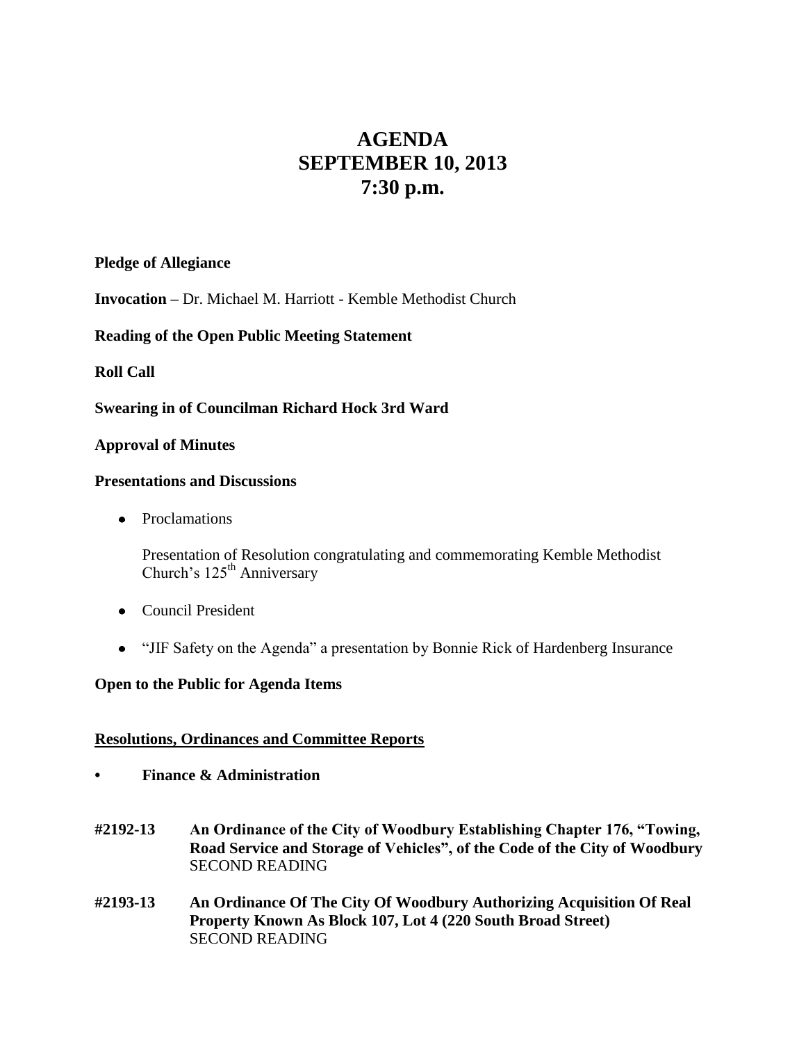# AGENDA
# SEPTEMBER 10, 2013
# 7:30 p.m.

**Pledge of Allegiance**

**Invocation –** Dr. Michael M. Harriott - Kemble Methodist Church

**Reading of the Open Public Meeting Statement**

**Roll Call**

**Swearing in of Councilman Richard Hock 3rd Ward**

**Approval of Minutes**

**Presentations and Discussions**

- Proclamations

  Presentation of Resolution congratulating and commemorating Kemble Methodist Church's 125th Anniversary

- Council President

- "JIF Safety on the Agenda" a presentation by Bonnie Rick of Hardenberg Insurance

**Open to the Public for Agenda Items**

**Resolutions, Ordinances and Committee Reports**

- **Finance & Administration**

**#2192-13** **An Ordinance of the City of Woodbury Establishing Chapter 176, "Towing, Road Service and Storage of Vehicles", of the Code of the City of Woodbury**
SECOND READING

**#2193-13** **An Ordinance Of The City Of Woodbury Authorizing Acquisition Of Real Property Known As Block 107, Lot 4 (220 South Broad Street)**
SECOND READING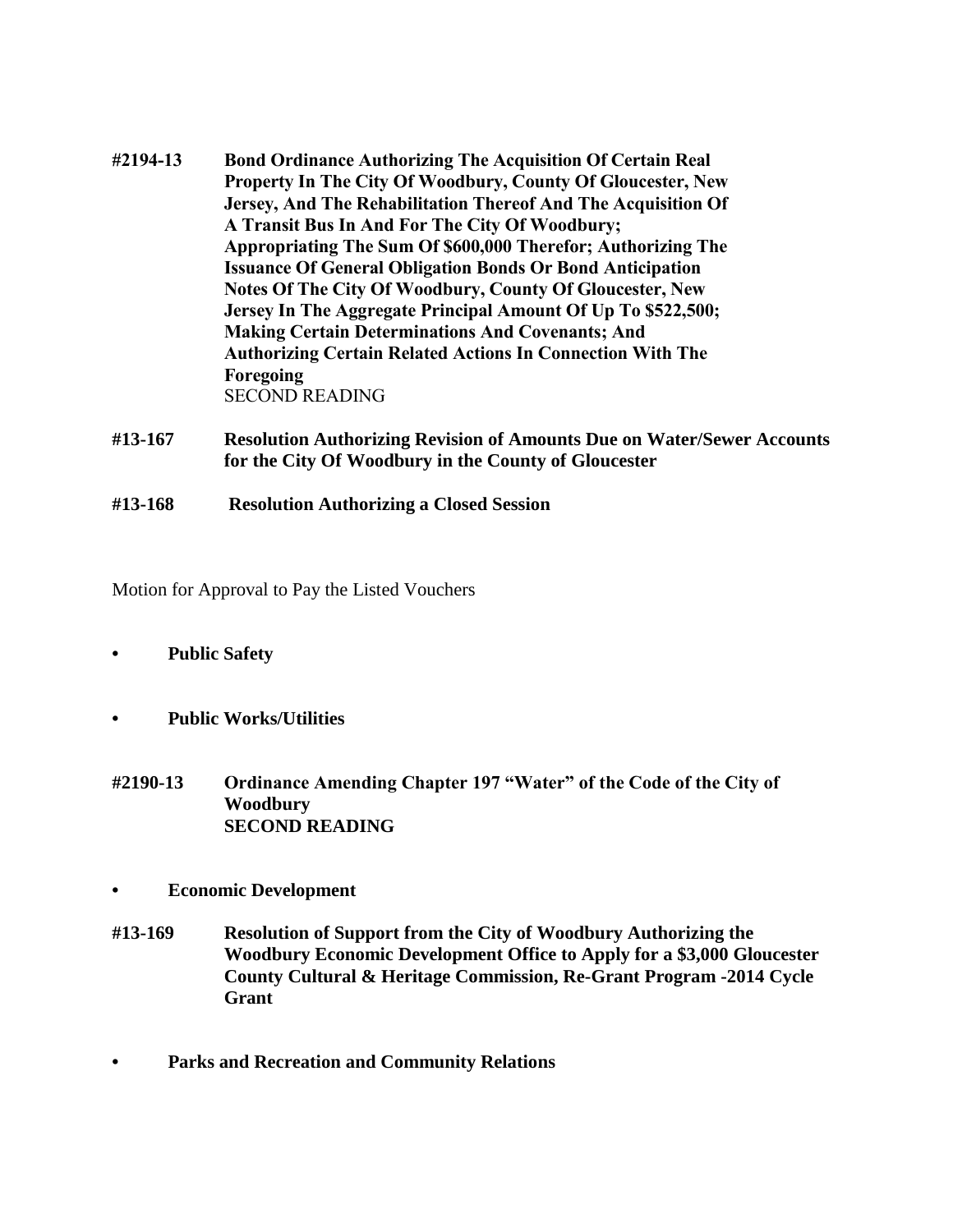**#2194-13 Bond Ordinance Authorizing The Acquisition Of Certain Real Property In The City Of Woodbury, County Of Gloucester, New Jersey, And The Rehabilitation Thereof And The Acquisition Of A Transit Bus In And For The City Of Woodbury; Appropriating The Sum Of $600,000 Therefor; Authorizing The Issuance Of General Obligation Bonds Or Bond Anticipation Notes Of The City Of Woodbury, County Of Gloucester, New Jersey In The Aggregate Principal Amount Of Up To $522,500; Making Certain Determinations And Covenants; And Authorizing Certain Related Actions In Connection With The Foregoing**
SECOND READING

**#13-167 Resolution Authorizing Revision of Amounts Due on Water/Sewer Accounts for the City Of Woodbury in the County of Gloucester**

**#13-168 Resolution Authorizing a Closed Session**

Motion for Approval to Pay the Listed Vouchers

- **Public Safety**

- **Public Works/Utilities**

**#2190-13 Ordinance Amending Chapter 197 "Water" of the Code of the City of Woodbury**
**SECOND READING**

- **Economic Development**

**#13-169 Resolution of Support from the City of Woodbury Authorizing the Woodbury Economic Development Office to Apply for a $3,000 Gloucester County Cultural & Heritage Commission, Re-Grant Program -2014 Cycle Grant**

- **Parks and Recreation and Community Relations**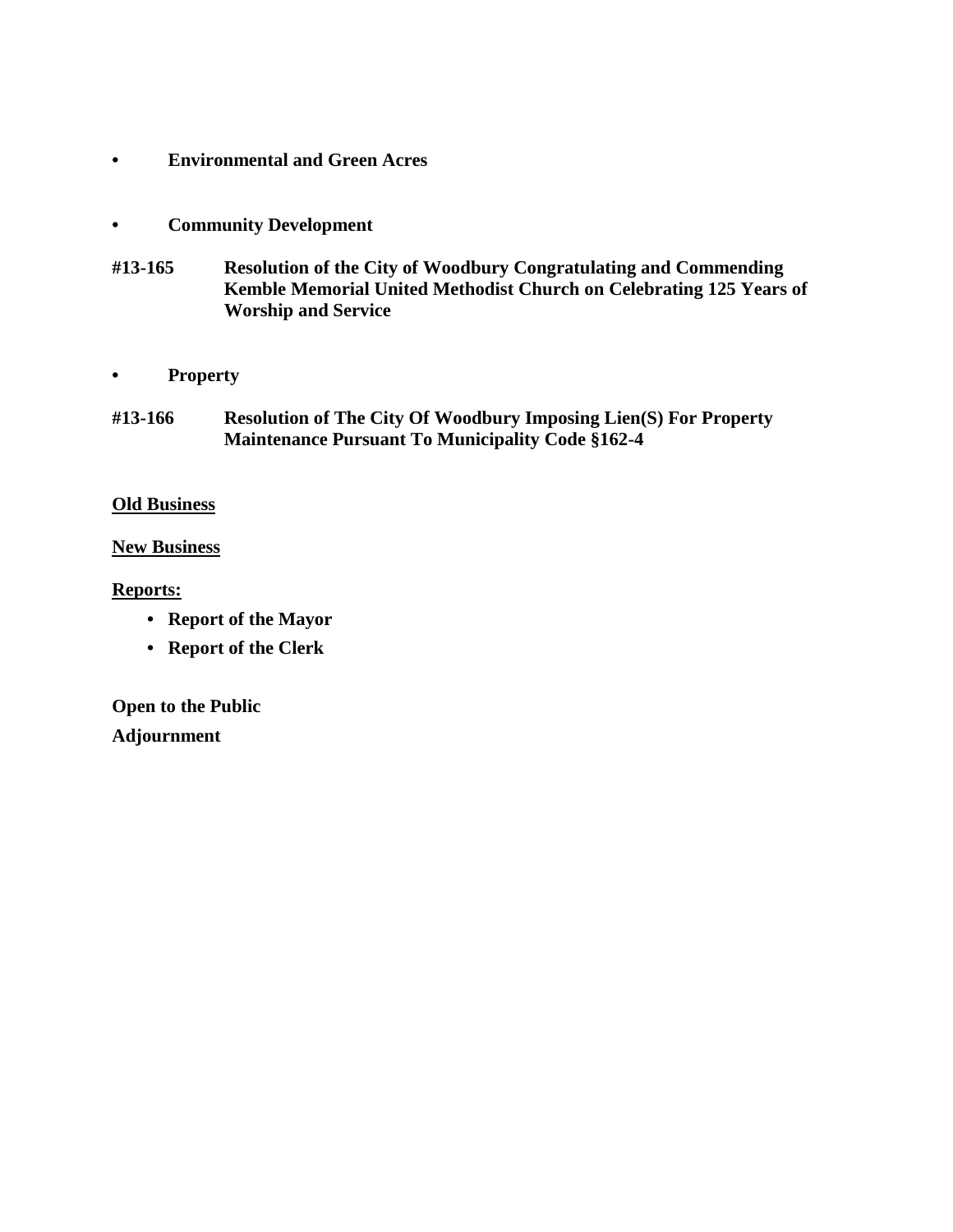- **Environmental and Green Acres**

- **Community Development**

**#13-165 Resolution of the City of Woodbury Congratulating and Commending Kemble Memorial United Methodist Church on Celebrating 125 Years of Worship and Service**

- **Property**

**#13-166 Resolution of The City Of Woodbury Imposing Lien(S) For Property Maintenance Pursuant To Municipality Code §162-4**

**Old Business**

**New Business**

**Reports:**

- **Report of the Mayor**
- **Report of the Clerk**

**Open to the Public**

**Adjournment**